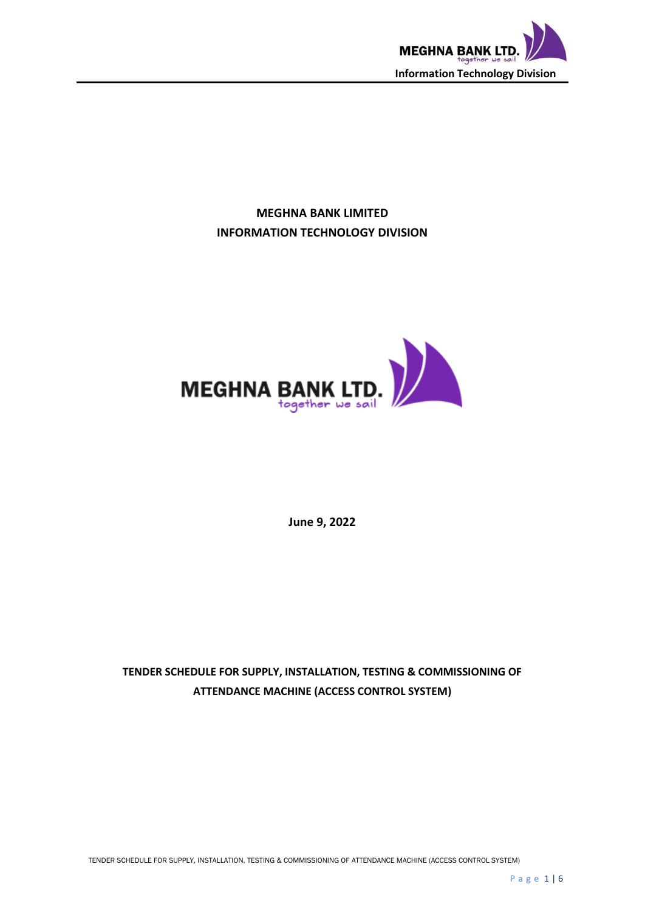# MEGHNA BANK LIMITED
## INFORMATION TECHNOLOGY DIVISION

MEGHNA BANK LTD.
together we sail

**June 9, 2022**

## TENDER SCHEDULE FOR SUPPLY, INSTALLATION, TESTING & COMMISSIONING OF ATTENDANCE MACHINE (ACCESS CONTROL SYSTEM)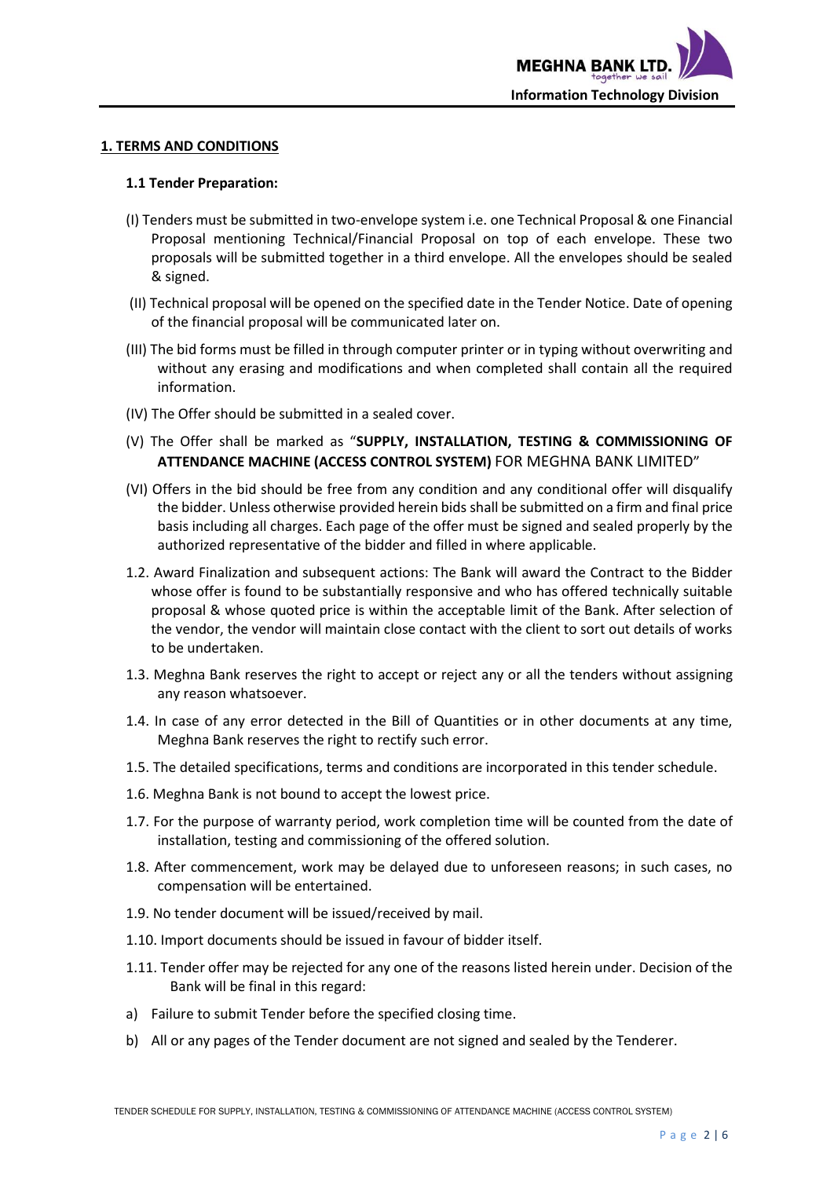## 1. TERMS AND CONDITIONS

### 1.1 Tender Preparation:

(I) Tenders must be submitted in two-envelope system i.e. one Technical Proposal & one Financial Proposal mentioning Technical/Financial Proposal on top of each envelope. These two proposals will be submitted together in a third envelope. All the envelopes should be sealed & signed.

(II) Technical proposal will be opened on the specified date in the Tender Notice. Date of opening of the financial proposal will be communicated later on.

(III) The bid forms must be filled in through computer printer or in typing without overwriting and without any erasing and modifications and when completed shall contain all the required information.

(IV) The Offer should be submitted in a sealed cover.

(V) The Offer shall be marked as "**SUPPLY, INSTALLATION, TESTING & COMMISSIONING OF ATTENDANCE MACHINE (ACCESS CONTROL SYSTEM)** FOR MEGHNA BANK LIMITED"

(VI) Offers in the bid should be free from any condition and any conditional offer will disqualify the bidder. Unless otherwise provided herein bids shall be submitted on a firm and final price basis including all charges. Each page of the offer must be signed and sealed properly by the authorized representative of the bidder and filled in where applicable.

1.2. Award Finalization and subsequent actions: The Bank will award the Contract to the Bidder whose offer is found to be substantially responsive and who has offered technically suitable proposal & whose quoted price is within the acceptable limit of the Bank. After selection of the vendor, the vendor will maintain close contact with the client to sort out details of works to be undertaken.

1.3. Meghna Bank reserves the right to accept or reject any or all the tenders without assigning any reason whatsoever.

1.4. In case of any error detected in the Bill of Quantities or in other documents at any time, Meghna Bank reserves the right to rectify such error.

1.5. The detailed specifications, terms and conditions are incorporated in this tender schedule.

1.6. Meghna Bank is not bound to accept the lowest price.

1.7. For the purpose of warranty period, work completion time will be counted from the date of installation, testing and commissioning of the offered solution.

1.8. After commencement, work may be delayed due to unforeseen reasons; in such cases, no compensation will be entertained.

1.9. No tender document will be issued/received by mail.

1.10. Import documents should be issued in favour of bidder itself.

1.11. Tender offer may be rejected for any one of the reasons listed herein under. Decision of the Bank will be final in this regard:

a) Failure to submit Tender before the specified closing time.

b) All or any pages of the Tender document are not signed and sealed by the Tenderer.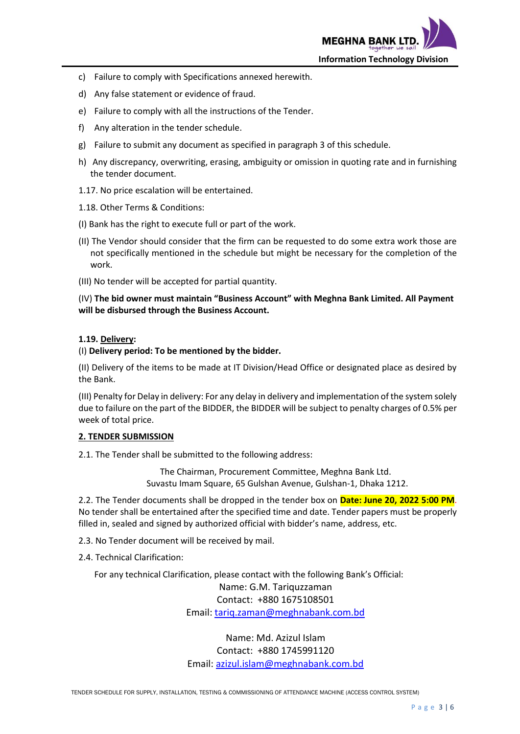c) Failure to comply with Specifications annexed herewith.

d) Any false statement or evidence of fraud.

e) Failure to comply with all the instructions of the Tender.

f) Any alteration in the tender schedule.

g) Failure to submit any document as specified in paragraph 3 of this schedule.

h) Any discrepancy, overwriting, erasing, ambiguity or omission in quoting rate and in furnishing the tender document.

1.17. No price escalation will be entertained.

1.18. Other Terms & Conditions:

(I) Bank has the right to execute full or part of the work.

(II) The Vendor should consider that the firm can be requested to do some extra work those are not specifically mentioned in the schedule but might be necessary for the completion of the work.

(III) No tender will be accepted for partial quantity.

(IV) **The bid owner must maintain "Business Account" with Meghna Bank Limited. All Payment will be disbursed through the Business Account.**

**1.19. Delivery:**

(I) **Delivery period: To be mentioned by the bidder.**

(II) Delivery of the items to be made at IT Division/Head Office or designated place as desired by the Bank.

(III) Penalty for Delay in delivery: For any delay in delivery and implementation of the system solely due to failure on the part of the BIDDER, the BIDDER will be subject to penalty charges of 0.5% per week of total price.

## 2. TENDER SUBMISSION

2.1. The Tender shall be submitted to the following address:

The Chairman, Procurement Committee, Meghna Bank Ltd.
Suvastu Imam Square, 65 Gulshan Avenue, Gulshan-1, Dhaka 1212.

2.2. The Tender documents shall be dropped in the tender box on **Date: June 20, 2022 5:00 PM**. No tender shall be entertained after the specified time and date. Tender papers must be properly filled in, sealed and signed by authorized official with bidder's name, address, etc.

2.3. No Tender document will be received by mail.

2.4. Technical Clarification:

For any technical Clarification, please contact with the following Bank's Official:

Name: G.M. Tariquzzaman
Contact: +880 1675108501
Email: tariq.zaman@meghnabank.com.bd

Name: Md. Azizul Islam
Contact: +880 1745991120
Email: azizul.islam@meghnabank.com.bd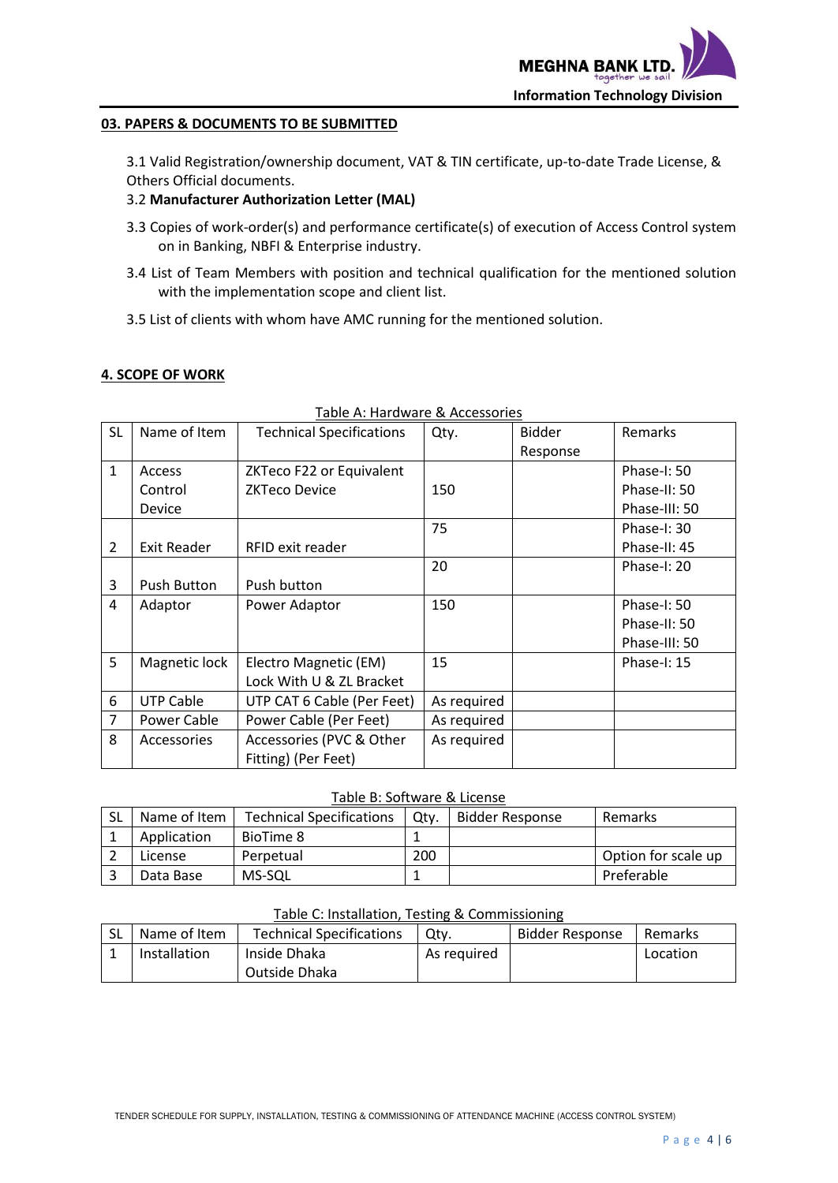### 03. PAPERS & DOCUMENTS TO BE SUBMITTED

3.1 Valid Registration/ownership document, VAT & TIN certificate, up-to-date Trade License, & Others Official documents.

3.2 **Manufacturer Authorization Letter (MAL)**

3.3 Copies of work-order(s) and performance certificate(s) of execution of Access Control system on in Banking, NBFI & Enterprise industry.

3.4 List of Team Members with position and technical qualification for the mentioned solution with the implementation scope and client list.

3.5 List of clients with whom have AMC running for the mentioned solution.

### 4. SCOPE OF WORK

Table A: Hardware & Accessories

| SL | Name of Item | Technical Specifications | Qty. | Bidder Response | Remarks |
|---|---|---|---|---|---|
| 1 | Access Control Device | ZKTeco F22 or Equivalent ZKTeco Device | 150 | | Phase-I: 50<br>Phase-II: 50<br>Phase-III: 50 |
| 2 | Exit Reader | RFID exit reader | 75 | | Phase-I: 30<br>Phase-II: 45 |
| 3 | Push Button | Push button | 20 | | Phase-I: 20 |
| 4 | Adaptor | Power Adaptor | 150 | | Phase-I: 50<br>Phase-II: 50<br>Phase-III: 50 |
| 5 | Magnetic lock | Electro Magnetic (EM) Lock With U & ZL Bracket | 15 | | Phase-I: 15 |
| 6 | UTP Cable | UTP CAT 6 Cable (Per Feet) | As required | | |
| 7 | Power Cable | Power Cable (Per Feet) | As required | | |
| 8 | Accessories | Accessories (PVC & Other Fitting) (Per Feet) | As required | | |

Table B: Software & License

| SL | Name of Item | Technical Specifications | Qty. | Bidder Response | Remarks |
|---|---|---|---|---|---|
| 1 | Application | BioTime 8 | 1 | | |
| 2 | License | Perpetual | 200 | | Option for scale up |
| 3 | Data Base | MS-SQL | 1 | | Preferable |

Table C: Installation, Testing & Commissioning

| SL | Name of Item | Technical Specifications | Qty. | Bidder Response | Remarks |
|---|---|---|---|---|---|
| 1 | Installation | Inside Dhaka<br>Outside Dhaka | As required | | Location |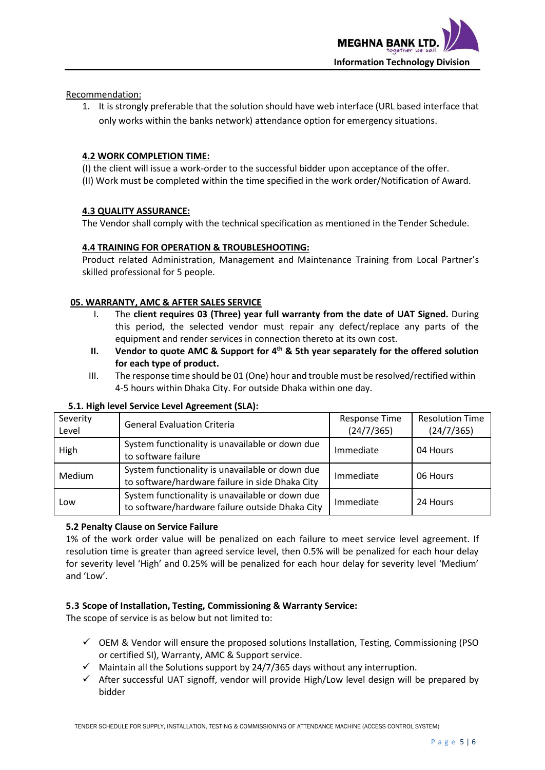Recommendation:

1. It is strongly preferable that the solution should have web interface (URL based interface that only works within the banks network) attendance option for emergency situations.

**4.2 WORK COMPLETION TIME:**

(I) the client will issue a work-order to the successful bidder upon acceptance of the offer.
(II) Work must be completed within the time specified in the work order/Notification of Award.

**4.3 QUALITY ASSURANCE:**

The Vendor shall comply with the technical specification as mentioned in the Tender Schedule.

**4.4 TRAINING FOR OPERATION & TROUBLESHOOTING:**

Product related Administration, Management and Maintenance Training from Local Partner's skilled professional for 5 people.

**05. WARRANTY, AMC & AFTER SALES SERVICE**

I. The **client requires 03 (Three) year full warranty from the date of UAT Signed.** During this period, the selected vendor must repair any defect/replace any parts of the equipment and render services in connection thereto at its own cost.

**II. Vendor to quote AMC & Support for 4th & 5th year separately for the offered solution for each type of product.**

III. The response time should be 01 (One) hour and trouble must be resolved/rectified within 4-5 hours within Dhaka City. For outside Dhaka within one day.

**5.1. High level Service Level Agreement (SLA):**

| Severity Level | General Evaluation Criteria | Response Time (24/7/365) | Resolution Time (24/7/365) |
|---|---|---|---|
| High | System functionality is unavailable or down due to software failure | Immediate | 04 Hours |
| Medium | System functionality is unavailable or down due to software/hardware failure in side Dhaka City | Immediate | 06 Hours |
| Low | System functionality is unavailable or down due to software/hardware failure outside Dhaka City | Immediate | 24 Hours |

**5.2 Penalty Clause on Service Failure**

1% of the work order value will be penalized on each failure to meet service level agreement. If resolution time is greater than agreed service level, then 0.5% will be penalized for each hour delay for severity level 'High' and 0.25% will be penalized for each hour delay for severity level 'Medium' and 'Low'.

**5.3 Scope of Installation, Testing, Commissioning & Warranty Service:**

The scope of service is as below but not limited to:

- ✓ OEM & Vendor will ensure the proposed solutions Installation, Testing, Commissioning (PSO or certified SI), Warranty, AMC & Support service.
- ✓ Maintain all the Solutions support by 24/7/365 days without any interruption.
- ✓ After successful UAT signoff, vendor will provide High/Low level design will be prepared by bidder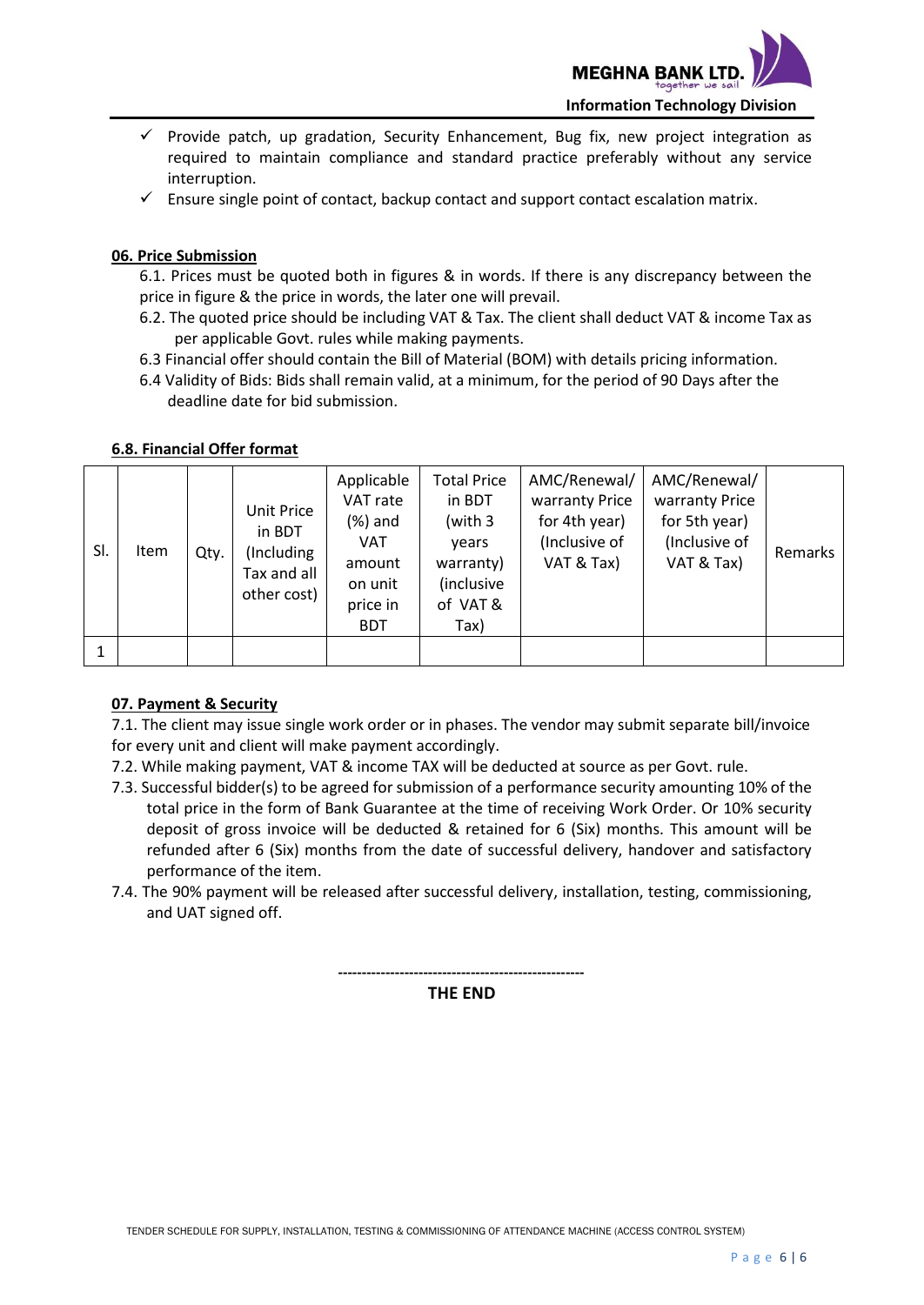- ✓ Provide patch, up gradation, Security Enhancement, Bug fix, new project integration as required to maintain compliance and standard practice preferably without any service interruption.
- ✓ Ensure single point of contact, backup contact and support contact escalation matrix.

### 06. Price Submission

6.1. Prices must be quoted both in figures & in words. If there is any discrepancy between the price in figure & the price in words, the later one will prevail.

6.2. The quoted price should be including VAT & Tax. The client shall deduct VAT & income Tax as per applicable Govt. rules while making payments.

6.3 Financial offer should contain the Bill of Material (BOM) with details pricing information.

6.4 Validity of Bids: Bids shall remain valid, at a minimum, for the period of 90 Days after the deadline date for bid submission.

### 6.8. Financial Offer format

| Sl. | Item | Qty. | Unit Price in BDT (Including Tax and all other cost) | Applicable VAT rate (%) and VAT amount on unit price in BDT | Total Price in BDT (with 3 years warranty) (inclusive of VAT & Tax) | AMC/Renewal/ warranty Price for 4th year) (Inclusive of VAT & Tax) | AMC/Renewal/ warranty Price for 5th year) (Inclusive of VAT & Tax) | Remarks |
|---|---|---|---|---|---|---|---|---|
| 1 | | | | | | | | |

### 07. Payment & Security

7.1. The client may issue single work order or in phases. The vendor may submit separate bill/invoice for every unit and client will make payment accordingly.

7.2. While making payment, VAT & income TAX will be deducted at source as per Govt. rule.

7.3. Successful bidder(s) to be agreed for submission of a performance security amounting 10% of the total price in the form of Bank Guarantee at the time of receiving Work Order. Or 10% security deposit of gross invoice will be deducted & retained for 6 (Six) months. This amount will be refunded after 6 (Six) months from the date of successful delivery, handover and satisfactory performance of the item.

7.4. The 90% payment will be released after successful delivery, installation, testing, commissioning, and UAT signed off.

---

**THE END**